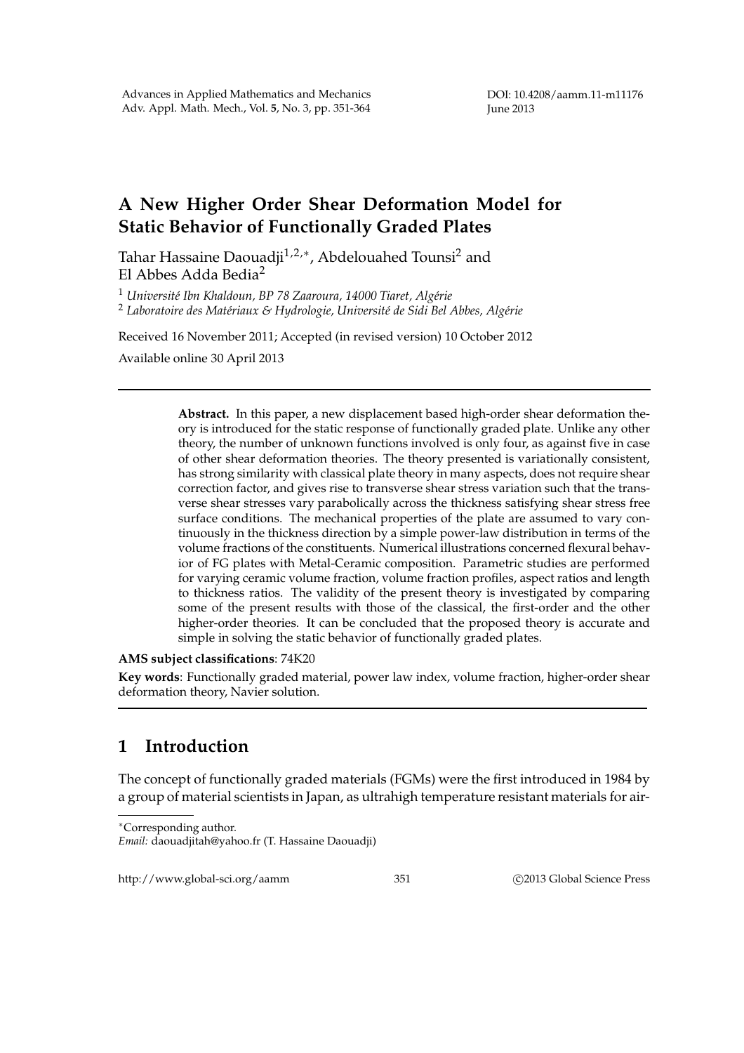# A New Higher Order Shear Deformation Model for Static Behavior of Functionally Graded Plates

Tahar Hassaine Daouadji[1,2,*], Abdelouahed Tounsi[2] and El Abbes Adda Bedia[2]

[1] *Université Ibn Khaldoun, BP 78 Zaaroura, 14000 Tiaret, Algérie*

[2] *Laboratoire des Matériaux & Hydrologie, Université de Sidi Bel Abbes, Algérie*

Received 16 November 2011; Accepted (in revised version) 10 October 2012

Available online 30 April 2013

---

**Abstract.** In this paper, a new displacement based high-order shear deformation theory is introduced for the static response of functionally graded plate. Unlike any other theory, the number of unknown functions involved is only four, as against five in case of other shear deformation theories. The theory presented is variationally consistent, has strong similarity with classical plate theory in many aspects, does not require shear correction factor, and gives rise to transverse shear stress variation such that the transverse shear stresses vary parabolically across the thickness satisfying shear stress free surface conditions. The mechanical properties of the plate are assumed to vary continuously in the thickness direction by a simple power-law distribution in terms of the volume fractions of the constituents. Numerical illustrations concerned flexural behavior of FG plates with Metal-Ceramic composition. Parametric studies are performed for varying ceramic volume fraction, volume fraction profiles, aspect ratios and length to thickness ratios. The validity of the present theory is investigated by comparing some of the present results with those of the classical, the first-order and the other higher-order theories. It can be concluded that the proposed theory is accurate and simple in solving the static behavior of functionally graded plates.

**AMS subject classifications**: 74K20

**Key words**: Functionally graded material, power law index, volume fraction, higher-order shear deformation theory, Navier solution.

---

## 1 Introduction

The concept of functionally graded materials (FGMs) were the first introduced in 1984 by a group of material scientists in Japan, as ultrahigh temperature resistant materials for air-

---

*Corresponding author.

*Email:* daouadjitah@yahoo.fr (T. Hassaine Daouadji)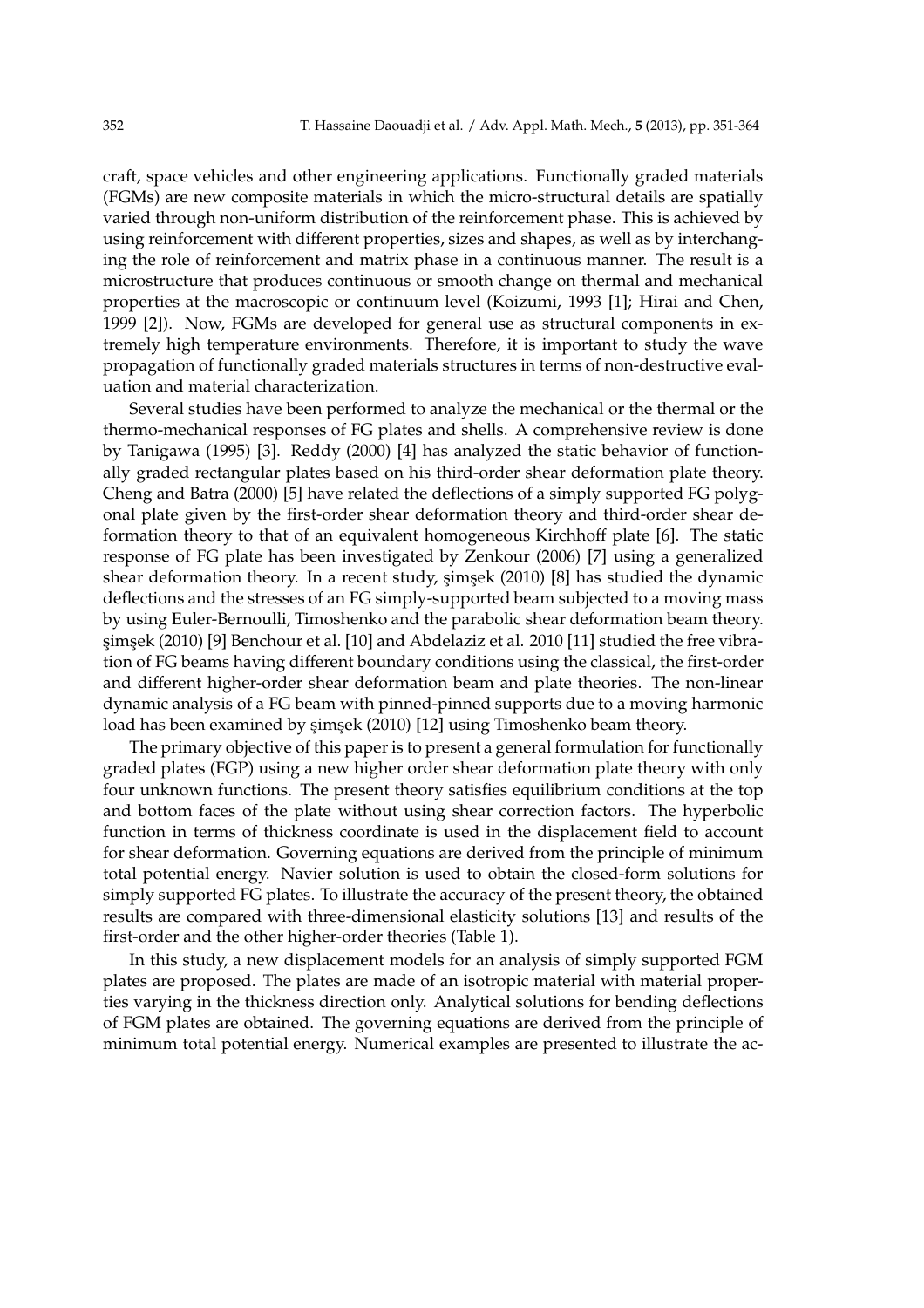craft, space vehicles and other engineering applications. Functionally graded materials (FGMs) are new composite materials in which the micro-structural details are spatially varied through non-uniform distribution of the reinforcement phase. This is achieved by using reinforcement with different properties, sizes and shapes, as well as by interchanging the role of reinforcement and matrix phase in a continuous manner. The result is a microstructure that produces continuous or smooth change on thermal and mechanical properties at the macroscopic or continuum level (Koizumi, 1993 [1]; Hirai and Chen, 1999 [2]). Now, FGMs are developed for general use as structural components in extremely high temperature environments. Therefore, it is important to study the wave propagation of functionally graded materials structures in terms of non-destructive evaluation and material characterization.

Several studies have been performed to analyze the mechanical or the thermal or the thermo-mechanical responses of FG plates and shells. A comprehensive review is done by Tanigawa (1995) [3]. Reddy (2000) [4] has analyzed the static behavior of functionally graded rectangular plates based on his third-order shear deformation plate theory. Cheng and Batra (2000) [5] have related the deflections of a simply supported FG polygonal plate given by the first-order shear deformation theory and third-order shear deformation theory to that of an equivalent homogeneous Kirchhoff plate [6]. The static response of FG plate has been investigated by Zenkour (2006) [7] using a generalized shear deformation theory. In a recent study, şimşek (2010) [8] has studied the dynamic deflections and the stresses of an FG simply-supported beam subjected to a moving mass by using Euler-Bernoulli, Timoshenko and the parabolic shear deformation beam theory. şimşek (2010) [9] Benchour et al. [10] and Abdelaziz et al. 2010 [11] studied the free vibration of FG beams having different boundary conditions using the classical, the first-order and different higher-order shear deformation beam and plate theories. The non-linear dynamic analysis of a FG beam with pinned-pinned supports due to a moving harmonic load has been examined by şimşek (2010) [12] using Timoshenko beam theory.

The primary objective of this paper is to present a general formulation for functionally graded plates (FGP) using a new higher order shear deformation plate theory with only four unknown functions. The present theory satisfies equilibrium conditions at the top and bottom faces of the plate without using shear correction factors. The hyperbolic function in terms of thickness coordinate is used in the displacement field to account for shear deformation. Governing equations are derived from the principle of minimum total potential energy. Navier solution is used to obtain the closed-form solutions for simply supported FG plates. To illustrate the accuracy of the present theory, the obtained results are compared with three-dimensional elasticity solutions [13] and results of the first-order and the other higher-order theories (Table 1).

In this study, a new displacement models for an analysis of simply supported FGM plates are proposed. The plates are made of an isotropic material with material properties varying in the thickness direction only. Analytical solutions for bending deflections of FGM plates are obtained. The governing equations are derived from the principle of minimum total potential energy. Numerical examples are presented to illustrate the ac-